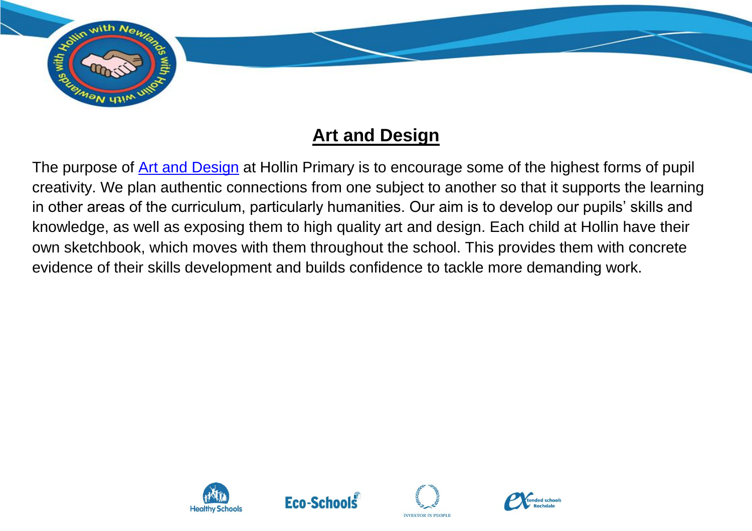# Art and Design

The purpose of [Art and Design] at Hollin Primary is to encourage some of the highest forms of pupil creativity. We plan authentic connections from one subject to another so that it supports the learning in other areas of the curriculum, particularly humanities. Our aim is to develop our pupils' skills and knowledge, as well as exposing them to high quality art and design. Each child at Hollin have their own sketchbook, which moves with them throughout the school. This provides them with concrete evidence of their skills development and builds confidence to tackle more demanding work.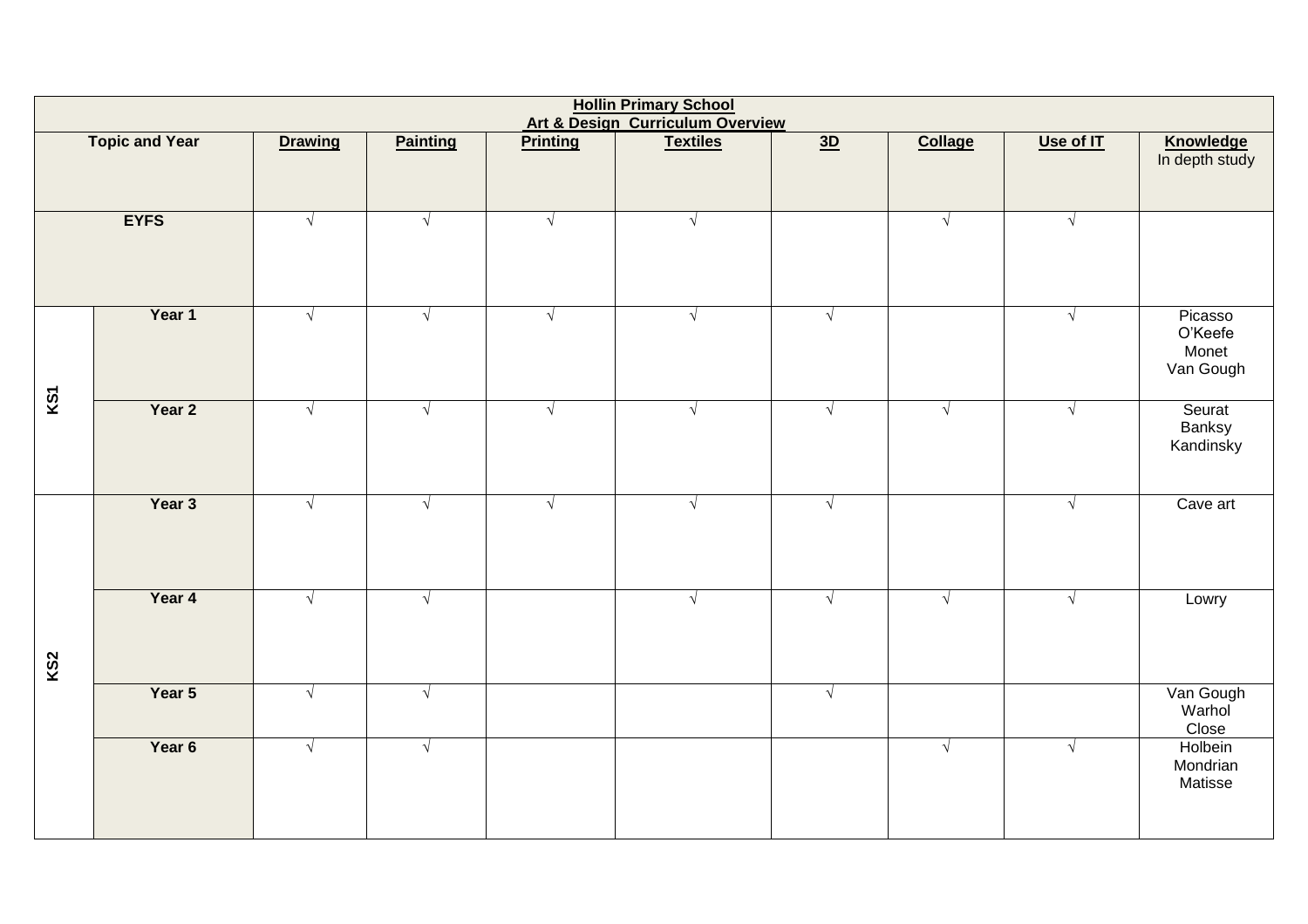| Hollin Primary School<br>Art & Design Curriculum Overview | | | | | | | | | | |
|---|---|---|---|---|---|---|---|---|---|---|
| **Topic and Year** | | **Drawing** | **Painting** | **Printing** | **Textiles** | **3D** | **Collage** | **Use of IT** | **Knowledge**<br>In depth study |
| **EYFS** | | √ | √ | √ | √ | | √ | √ | |
| **KS1** | **Year 1** | √ | √ | √ | √ | √ | | √ | Picasso<br>O'Keefe<br>Monet<br>Van Gough |
| | **Year 2** | √ | √ | √ | √ | √ | √ | √ | Seurat<br>Banksy<br>Kandinsky |
| **KS2** | **Year 3** | √ | √ | √ | √ | √ | | √ | Cave art |
| | **Year 4** | √ | √ | | √ | √ | √ | √ | Lowry |
| | **Year 5** | √ | √ | | | √ | | | Van Gough<br>Warhol<br>Close |
| | **Year 6** | √ | √ | | | | √ | √ | Holbein<br>Mondrian<br>Matisse |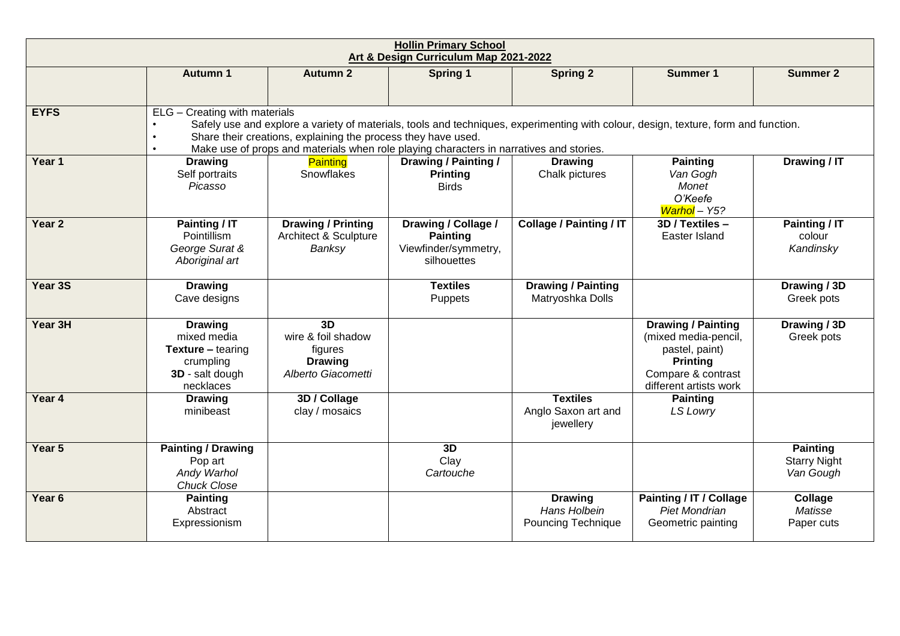| **Hollin Primary School**<br>**Art & Design Curriculum Map 2021-2022** | | | | | | |
|---|---|---|---|---|---|---|
| | **Autumn 1** | **Autumn 2** | **Spring 1** | **Spring 2** | **Summer 1** | **Summer 2** |
| **EYFS** | ELG – Creating with materials<br>• Safely use and explore a variety of materials, tools and techniques, experimenting with colour, design, texture, form and function.<br>• Share their creations, explaining the process they have used.<br>• Make use of props and materials when role playing characters in narratives and stories. | | | | | |
| **Year 1** | **Drawing**<br>Self portraits<br>*Picasso* | **Painting**<br>Snowflakes | **Drawing / Painting / Printing**<br>Birds | **Drawing**<br>Chalk pictures | **Painting**<br>*Van Gogh*<br>*Monet*<br>*O'Keefe*<br>*Warhol* – *Y5?* | **Drawing / IT** |
| **Year 2** | **Painting / IT**<br>Pointillism<br>*George Surat &*<br>*Aboriginal art* | **Drawing / Printing**<br>Architect & Sculpture<br>*Banksy* | **Drawing / Collage / Painting**<br>Viewfinder/symmetry, silhouettes | **Collage / Painting / IT** | **3D / Textiles –**<br>Easter Island | **Painting / IT**<br>colour<br>*Kandinsky* |
| **Year 3S** | **Drawing**<br>Cave designs | | **Textiles**<br>Puppets | **Drawing / Painting**<br>Matryoshka Dolls | | **Drawing / 3D**<br>Greek pots |
| **Year 3H** | **Drawing**<br>mixed media<br>**Texture –** tearing<br>crumpling<br>**3D** - salt dough necklaces | **3D**<br>wire & foil shadow figures<br>**Drawing**<br>*Alberto Giacometti* | | | **Drawing / Painting**<br>(mixed media-pencil, pastel, paint)<br>**Printing**<br>Compare & contrast different artists work | **Drawing / 3D**<br>Greek pots |
| **Year 4** | **Drawing**<br>minibeast | **3D / Collage**<br>clay / mosaics | | **Textiles**<br>Anglo Saxon art and jewellery | **Painting**<br>*LS Lowry* | |
| **Year 5** | **Painting / Drawing**<br>Pop art<br>*Andy Warhol*<br>*Chuck Close* | | **3D**<br>Clay<br>*Cartouche* | | | **Painting**<br>Starry Night<br>*Van Gough* |
| **Year 6** | **Painting**<br>Abstract<br>Expressionism | | | **Drawing**<br>*Hans Holbein*<br>Pouncing Technique | **Painting / IT / Collage**<br>*Piet Mondrian*<br>Geometric painting | **Collage**<br>*Matisse*<br>Paper cuts |